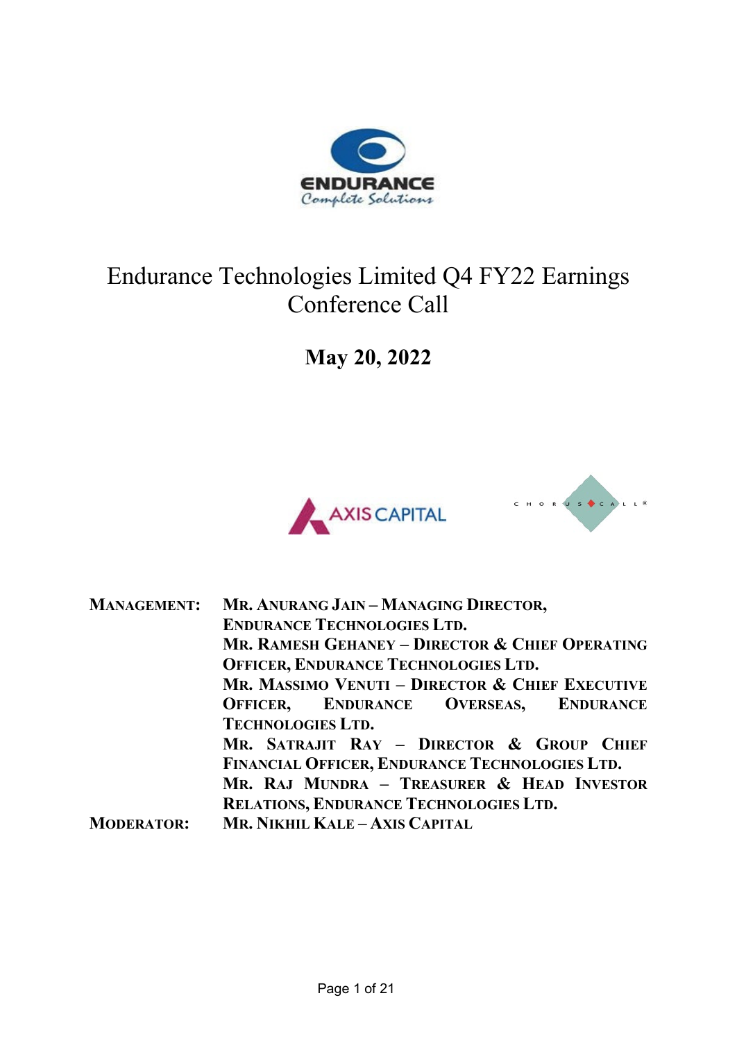# Endurance Technologies Limited Q4 FY22 Earnings Conference Call

## May 20, 2022

| | |
|---|---|
| **MANAGEMENT:** | **MR. ANURANG JAIN – MANAGING DIRECTOR, ENDURANCE TECHNOLOGIES LTD.** |
| | **MR. RAMESH GEHANEY – DIRECTOR & CHIEF OPERATING OFFICER, ENDURANCE TECHNOLOGIES LTD.** |
| | **MR. MASSIMO VENUTI – DIRECTOR & CHIEF EXECUTIVE OFFICER, ENDURANCE OVERSEAS, ENDURANCE TECHNOLOGIES LTD.** |
| | **MR. SATRAJIT RAY – DIRECTOR & GROUP CHIEF FINANCIAL OFFICER, ENDURANCE TECHNOLOGIES LTD.** |
| | **MR. RAJ MUNDRA – TREASURER & HEAD INVESTOR RELATIONS, ENDURANCE TECHNOLOGIES LTD.** |
| **MODERATOR:** | **MR. NIKHIL KALE – AXIS CAPITAL** |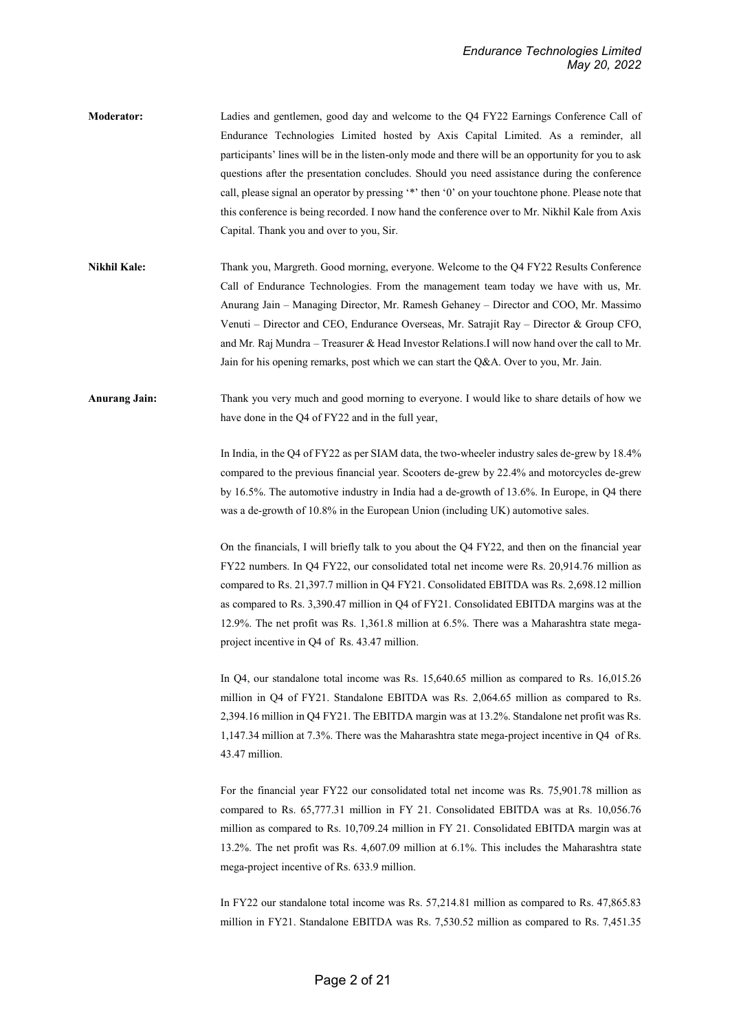**Moderator:** Ladies and gentlemen, good day and welcome to the Q4 FY22 Earnings Conference Call of Endurance Technologies Limited hosted by Axis Capital Limited. As a reminder, all participants' lines will be in the listen-only mode and there will be an opportunity for you to ask questions after the presentation concludes. Should you need assistance during the conference call, please signal an operator by pressing '*' then '0' on your touchtone phone. Please note that this conference is being recorded. I now hand the conference over to Mr. Nikhil Kale from Axis Capital. Thank you and over to you, Sir.

**Nikhil Kale:** Thank you, Margreth. Good morning, everyone. Welcome to the Q4 FY22 Results Conference Call of Endurance Technologies. From the management team today we have with us, Mr. Anurang Jain – Managing Director, Mr. Ramesh Gehaney – Director and COO, Mr. Massimo Venuti – Director and CEO, Endurance Overseas, Mr. Satrajit Ray – Director & Group CFO, and Mr. Raj Mundra – Treasurer & Head Investor Relations.I will now hand over the call to Mr. Jain for his opening remarks, post which we can start the Q&A. Over to you, Mr. Jain.

**Anurang Jain:** Thank you very much and good morning to everyone. I would like to share details of how we have done in the Q4 of FY22 and in the full year,

In India, in the Q4 of FY22 as per SIAM data, the two-wheeler industry sales de-grew by 18.4% compared to the previous financial year. Scooters de-grew by 22.4% and motorcycles de-grew by 16.5%. The automotive industry in India had a de-growth of 13.6%. In Europe, in Q4 there was a de-growth of 10.8% in the European Union (including UK) automotive sales.

On the financials, I will briefly talk to you about the Q4 FY22, and then on the financial year FY22 numbers. In Q4 FY22, our consolidated total net income were Rs. 20,914.76 million as compared to Rs. 21,397.7 million in Q4 FY21. Consolidated EBITDA was Rs. 2,698.12 million as compared to Rs. 3,390.47 million in Q4 of FY21. Consolidated EBITDA margins was at the 12.9%. The net profit was Rs. 1,361.8 million at 6.5%. There was a Maharashtra state mega-project incentive in Q4 of Rs. 43.47 million.

In Q4, our standalone total income was Rs. 15,640.65 million as compared to Rs. 16,015.26 million in Q4 of FY21. Standalone EBITDA was Rs. 2,064.65 million as compared to Rs. 2,394.16 million in Q4 FY21. The EBITDA margin was at 13.2%. Standalone net profit was Rs. 1,147.34 million at 7.3%. There was the Maharashtra state mega-project incentive in Q4 of Rs. 43.47 million.

For the financial year FY22 our consolidated total net income was Rs. 75,901.78 million as compared to Rs. 65,777.31 million in FY 21. Consolidated EBITDA was at Rs. 10,056.76 million as compared to Rs. 10,709.24 million in FY 21. Consolidated EBITDA margin was at 13.2%. The net profit was Rs. 4,607.09 million at 6.1%. This includes the Maharashtra state mega-project incentive of Rs. 633.9 million.

In FY22 our standalone total income was Rs. 57,214.81 million as compared to Rs. 47,865.83 million in FY21. Standalone EBITDA was Rs. 7,530.52 million as compared to Rs. 7,451.35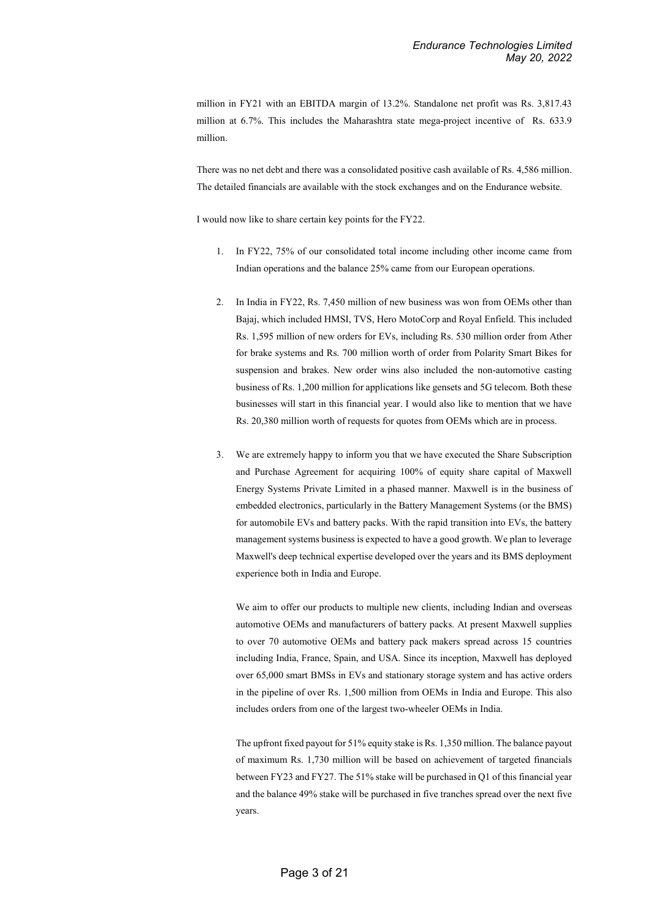million in FY21 with an EBITDA margin of 13.2%. Standalone net profit was Rs. 3,817.43 million at 6.7%. This includes the Maharashtra state mega-project incentive of Rs. 633.9 million.

There was no net debt and there was a consolidated positive cash available of Rs. 4,586 million. The detailed financials are available with the stock exchanges and on the Endurance website.

I would now like to share certain key points for the FY22.

1. In FY22, 75% of our consolidated total income including other income came from Indian operations and the balance 25% came from our European operations.

2. In India in FY22, Rs. 7,450 million of new business was won from OEMs other than Bajaj, which included HMSI, TVS, Hero MotoCorp and Royal Enfield. This included Rs. 1,595 million of new orders for EVs, including Rs. 530 million order from Ather for brake systems and Rs. 700 million worth of order from Polarity Smart Bikes for suspension and brakes. New order wins also included the non-automotive casting business of Rs. 1,200 million for applications like gensets and 5G telecom. Both these businesses will start in this financial year. I would also like to mention that we have Rs. 20,380 million worth of requests for quotes from OEMs which are in process.

3. We are extremely happy to inform you that we have executed the Share Subscription and Purchase Agreement for acquiring 100% of equity share capital of Maxwell Energy Systems Private Limited in a phased manner. Maxwell is in the business of embedded electronics, particularly in the Battery Management Systems (or the BMS) for automobile EVs and battery packs. With the rapid transition into EVs, the battery management systems business is expected to have a good growth. We plan to leverage Maxwell's deep technical expertise developed over the years and its BMS deployment experience both in India and Europe.

   We aim to offer our products to multiple new clients, including Indian and overseas automotive OEMs and manufacturers of battery packs. At present Maxwell supplies to over 70 automotive OEMs and battery pack makers spread across 15 countries including India, France, Spain, and USA. Since its inception, Maxwell has deployed over 65,000 smart BMSs in EVs and stationary storage system and has active orders in the pipeline of over Rs. 1,500 million from OEMs in India and Europe. This also includes orders from one of the largest two-wheeler OEMs in India.

   The upfront fixed payout for 51% equity stake is Rs. 1,350 million. The balance payout of maximum Rs. 1,730 million will be based on achievement of targeted financials between FY23 and FY27. The 51% stake will be purchased in Q1 of this financial year and the balance 49% stake will be purchased in five tranches spread over the next five years.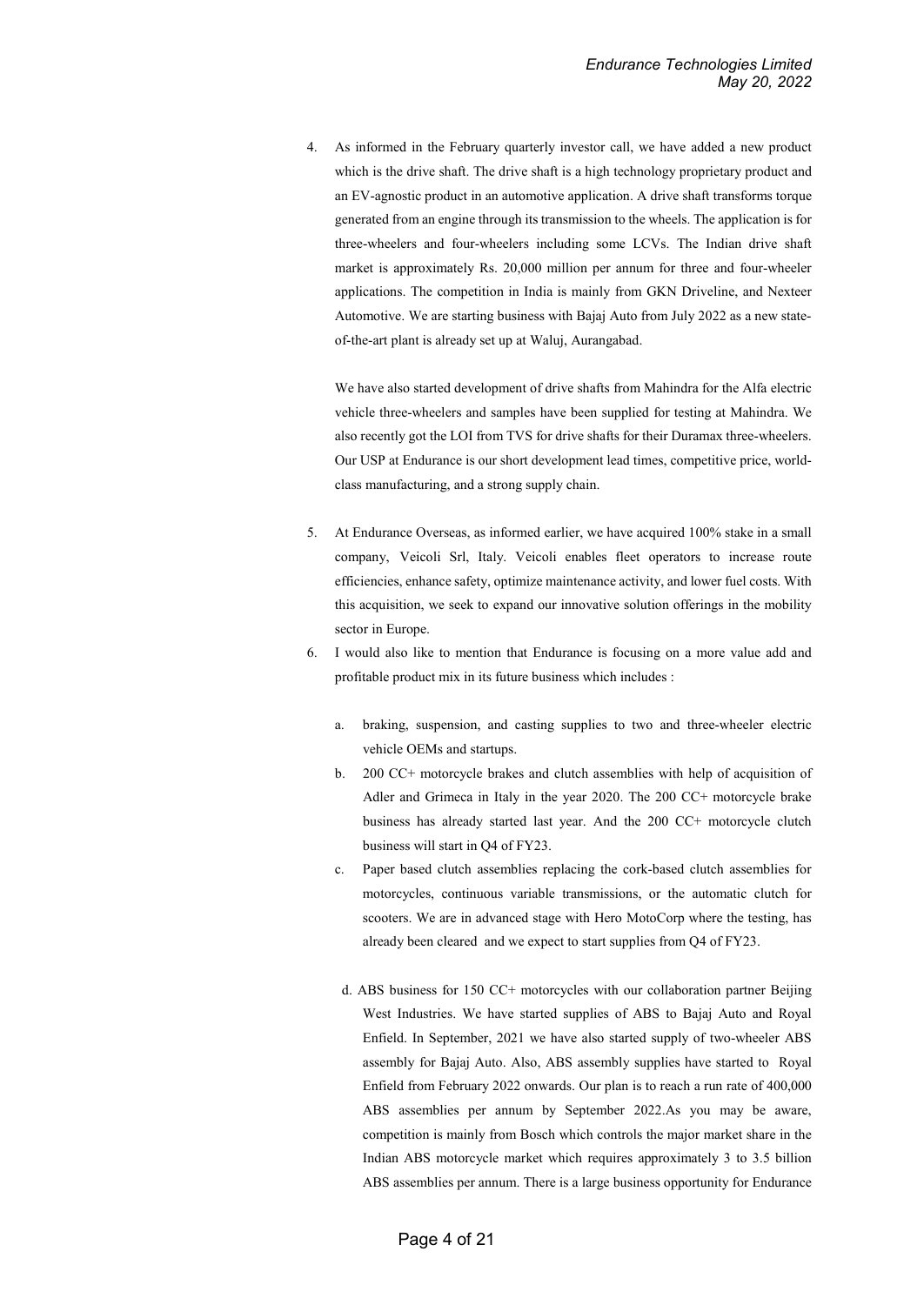4. As informed in the February quarterly investor call, we have added a new product which is the drive shaft. The drive shaft is a high technology proprietary product and an EV-agnostic product in an automotive application. A drive shaft transforms torque generated from an engine through its transmission to the wheels. The application is for three-wheelers and four-wheelers including some LCVs. The Indian drive shaft market is approximately Rs. 20,000 million per annum for three and four-wheeler applications. The competition in India is mainly from GKN Driveline, and Nexteer Automotive. We are starting business with Bajaj Auto from July 2022 as a new state-of-the-art plant is already set up at Waluj, Aurangabad.

   We have also started development of drive shafts from Mahindra for the Alfa electric vehicle three-wheelers and samples have been supplied for testing at Mahindra. We also recently got the LOI from TVS for drive shafts for their Duramax three-wheelers. Our USP at Endurance is our short development lead times, competitive price, world-class manufacturing, and a strong supply chain.

5. At Endurance Overseas, as informed earlier, we have acquired 100% stake in a small company, Veicoli Srl, Italy. Veicoli enables fleet operators to increase route efficiencies, enhance safety, optimize maintenance activity, and lower fuel costs. With this acquisition, we seek to expand our innovative solution offerings in the mobility sector in Europe.

6. I would also like to mention that Endurance is focusing on a more value add and profitable product mix in its future business which includes :

   a. braking, suspension, and casting supplies to two and three-wheeler electric vehicle OEMs and startups.

   b. 200 CC+ motorcycle brakes and clutch assemblies with help of acquisition of Adler and Grimeca in Italy in the year 2020. The 200 CC+ motorcycle brake business has already started last year. And the 200 CC+ motorcycle clutch business will start in Q4 of FY23.

   c. Paper based clutch assemblies replacing the cork-based clutch assemblies for motorcycles, continuous variable transmissions, or the automatic clutch for scooters. We are in advanced stage with Hero MotoCorp where the testing, has already been cleared and we expect to start supplies from Q4 of FY23.

   d. ABS business for 150 CC+ motorcycles with our collaboration partner Beijing West Industries. We have started supplies of ABS to Bajaj Auto and Royal Enfield. In September, 2021 we have also started supply of two-wheeler ABS assembly for Bajaj Auto. Also, ABS assembly supplies have started to Royal Enfield from February 2022 onwards. Our plan is to reach a run rate of 400,000 ABS assemblies per annum by September 2022.As you may be aware, competition is mainly from Bosch which controls the major market share in the Indian ABS motorcycle market which requires approximately 3 to 3.5 billion ABS assemblies per annum. There is a large business opportunity for Endurance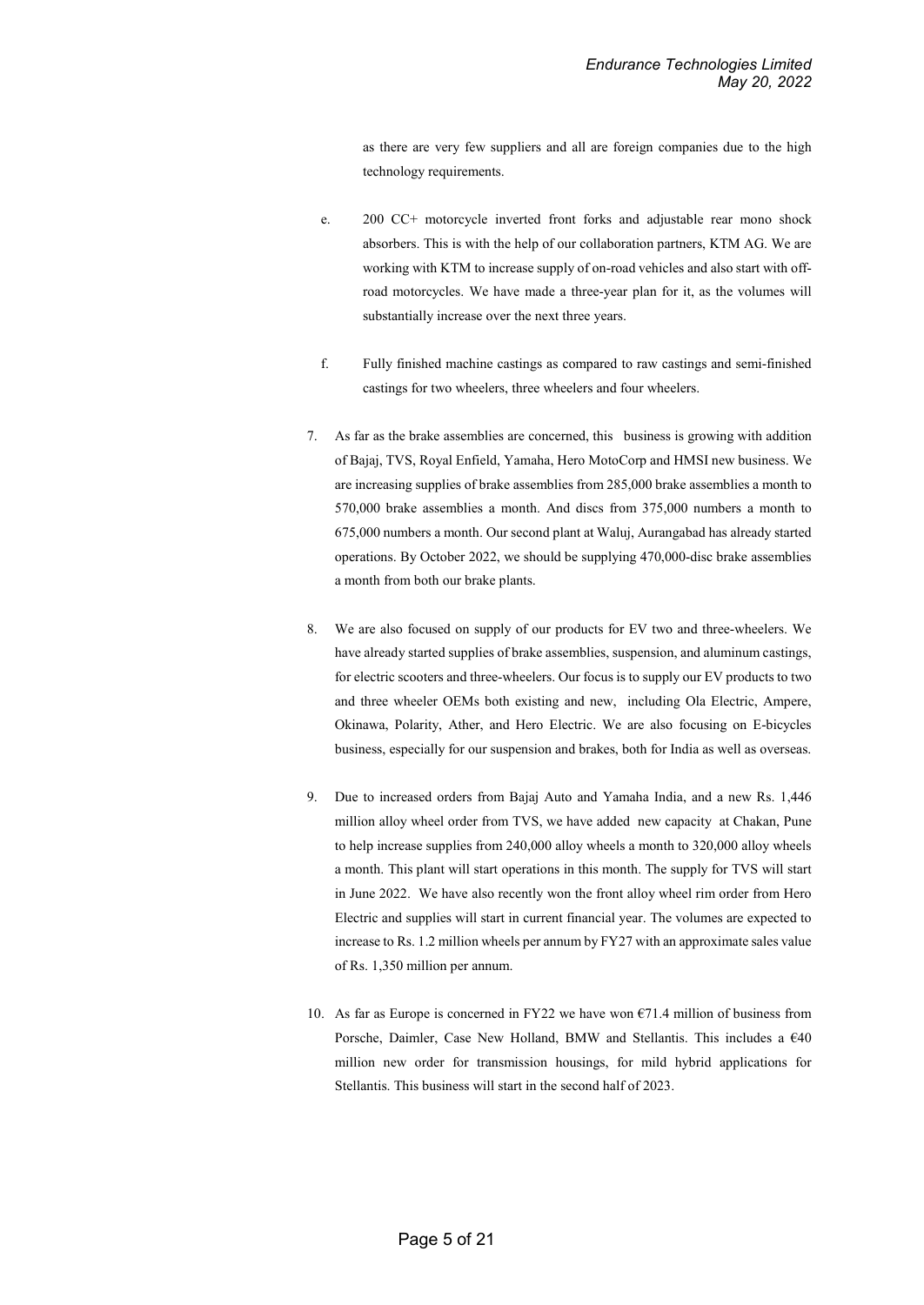as there are very few suppliers and all are foreign companies due to the high technology requirements.

e. 200 CC+ motorcycle inverted front forks and adjustable rear mono shock absorbers. This is with the help of our collaboration partners, KTM AG. We are working with KTM to increase supply of on-road vehicles and also start with off-road motorcycles. We have made a three-year plan for it, as the volumes will substantially increase over the next three years.

f. Fully finished machine castings as compared to raw castings and semi-finished castings for two wheelers, three wheelers and four wheelers.

7. As far as the brake assemblies are concerned, this business is growing with addition of Bajaj, TVS, Royal Enfield, Yamaha, Hero MotoCorp and HMSI new business. We are increasing supplies of brake assemblies from 285,000 brake assemblies a month to 570,000 brake assemblies a month. And discs from 375,000 numbers a month to 675,000 numbers a month. Our second plant at Waluj, Aurangabad has already started operations. By October 2022, we should be supplying 470,000-disc brake assemblies a month from both our brake plants.

8. We are also focused on supply of our products for EV two and three-wheelers. We have already started supplies of brake assemblies, suspension, and aluminum castings, for electric scooters and three-wheelers. Our focus is to supply our EV products to two and three wheeler OEMs both existing and new, including Ola Electric, Ampere, Okinawa, Polarity, Ather, and Hero Electric. We are also focusing on E-bicycles business, especially for our suspension and brakes, both for India as well as overseas.

9. Due to increased orders from Bajaj Auto and Yamaha India, and a new Rs. 1,446 million alloy wheel order from TVS, we have added new capacity at Chakan, Pune to help increase supplies from 240,000 alloy wheels a month to 320,000 alloy wheels a month. This plant will start operations in this month. The supply for TVS will start in June 2022. We have also recently won the front alloy wheel rim order from Hero Electric and supplies will start in current financial year. The volumes are expected to increase to Rs. 1.2 million wheels per annum by FY27 with an approximate sales value of Rs. 1,350 million per annum.

10. As far as Europe is concerned in FY22 we have won €71.4 million of business from Porsche, Daimler, Case New Holland, BMW and Stellantis. This includes a €40 million new order for transmission housings, for mild hybrid applications for Stellantis. This business will start in the second half of 2023.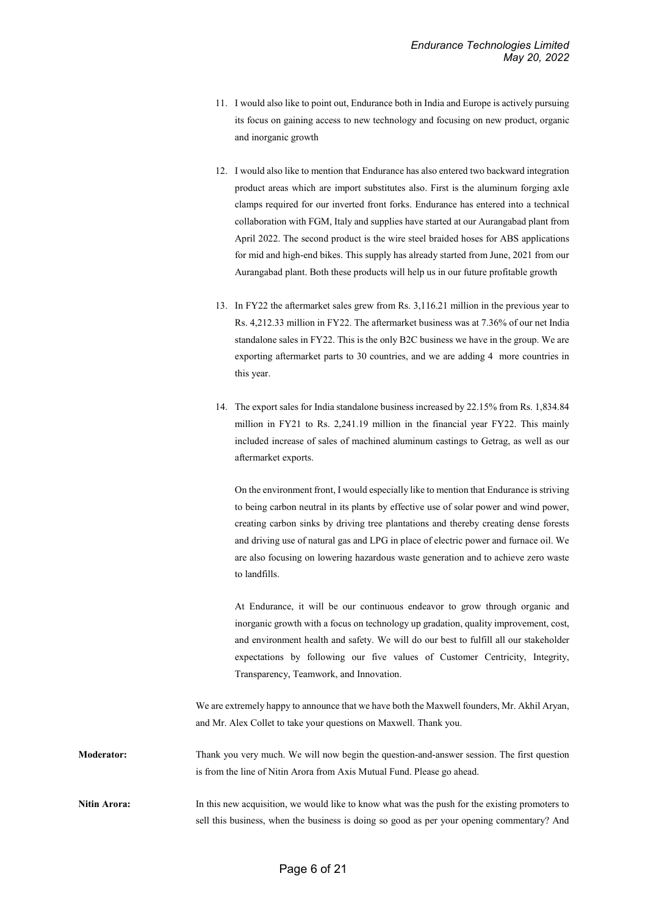11. I would also like to point out, Endurance both in India and Europe is actively pursuing its focus on gaining access to new technology and focusing on new product, organic and inorganic growth

12. I would also like to mention that Endurance has also entered two backward integration product areas which are import substitutes also. First is the aluminum forging axle clamps required for our inverted front forks. Endurance has entered into a technical collaboration with FGM, Italy and supplies have started at our Aurangabad plant from April 2022. The second product is the wire steel braided hoses for ABS applications for mid and high-end bikes. This supply has already started from June, 2021 from our Aurangabad plant. Both these products will help us in our future profitable growth

13. In FY22 the aftermarket sales grew from Rs. 3,116.21 million in the previous year to Rs. 4,212.33 million in FY22. The aftermarket business was at 7.36% of our net India standalone sales in FY22. This is the only B2C business we have in the group. We are exporting aftermarket parts to 30 countries, and we are adding 4 more countries in this year.

14. The export sales for India standalone business increased by 22.15% from Rs. 1,834.84 million in FY21 to Rs. 2,241.19 million in the financial year FY22. This mainly included increase of sales of machined aluminum castings to Getrag, as well as our aftermarket exports.

    On the environment front, I would especially like to mention that Endurance is striving to being carbon neutral in its plants by effective use of solar power and wind power, creating carbon sinks by driving tree plantations and thereby creating dense forests and driving use of natural gas and LPG in place of electric power and furnace oil. We are also focusing on lowering hazardous waste generation and to achieve zero waste to landfills.

    At Endurance, it will be our continuous endeavor to grow through organic and inorganic growth with a focus on technology up gradation, quality improvement, cost, and environment health and safety. We will do our best to fulfill all our stakeholder expectations by following our five values of Customer Centricity, Integrity, Transparency, Teamwork, and Innovation.

We are extremely happy to announce that we have both the Maxwell founders, Mr. Akhil Aryan, and Mr. Alex Collet to take your questions on Maxwell. Thank you.

**Moderator:** Thank you very much. We will now begin the question-and-answer session. The first question is from the line of Nitin Arora from Axis Mutual Fund. Please go ahead.

**Nitin Arora:** In this new acquisition, we would like to know what was the push for the existing promoters to sell this business, when the business is doing so good as per your opening commentary? And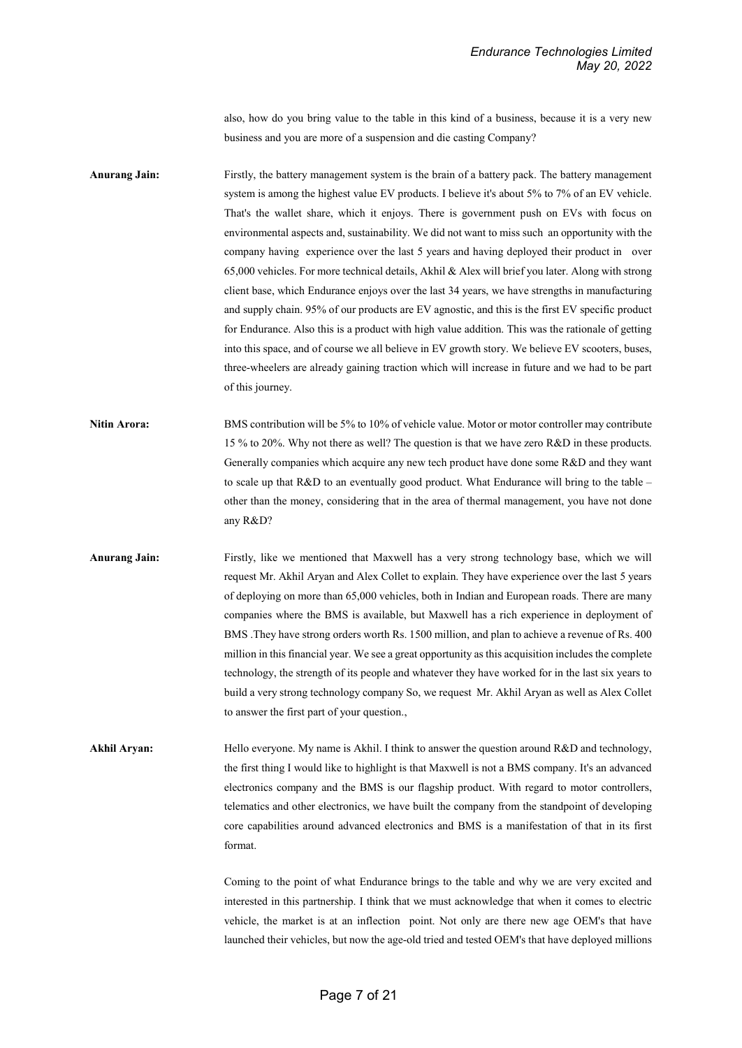also, how do you bring value to the table in this kind of a business, because it is a very new business and you are more of a suspension and die casting Company?

**Anurang Jain:** Firstly, the battery management system is the brain of a battery pack. The battery management system is among the highest value EV products. I believe it's about 5% to 7% of an EV vehicle. That's the wallet share, which it enjoys. There is government push on EVs with focus on environmental aspects and, sustainability. We did not want to miss such an opportunity with the company having experience over the last 5 years and having deployed their product in over 65,000 vehicles. For more technical details, Akhil & Alex will brief you later. Along with strong client base, which Endurance enjoys over the last 34 years, we have strengths in manufacturing and supply chain. 95% of our products are EV agnostic, and this is the first EV specific product for Endurance. Also this is a product with high value addition. This was the rationale of getting into this space, and of course we all believe in EV growth story. We believe EV scooters, buses, three-wheelers are already gaining traction which will increase in future and we had to be part of this journey.

**Nitin Arora:** BMS contribution will be 5% to 10% of vehicle value. Motor or motor controller may contribute 15 % to 20%. Why not there as well? The question is that we have zero R&D in these products. Generally companies which acquire any new tech product have done some R&D and they want to scale up that R&D to an eventually good product. What Endurance will bring to the table – other than the money, considering that in the area of thermal management, you have not done any R&D?

**Anurang Jain:** Firstly, like we mentioned that Maxwell has a very strong technology base, which we will request Mr. Akhil Aryan and Alex Collet to explain. They have experience over the last 5 years of deploying on more than 65,000 vehicles, both in Indian and European roads. There are many companies where the BMS is available, but Maxwell has a rich experience in deployment of BMS .They have strong orders worth Rs. 1500 million, and plan to achieve a revenue of Rs. 400 million in this financial year. We see a great opportunity as this acquisition includes the complete technology, the strength of its people and whatever they have worked for in the last six years to build a very strong technology company So, we request Mr. Akhil Aryan as well as Alex Collet to answer the first part of your question.,

**Akhil Aryan:** Hello everyone. My name is Akhil. I think to answer the question around R&D and technology, the first thing I would like to highlight is that Maxwell is not a BMS company. It's an advanced electronics company and the BMS is our flagship product. With regard to motor controllers, telematics and other electronics, we have built the company from the standpoint of developing core capabilities around advanced electronics and BMS is a manifestation of that in its first format.

Coming to the point of what Endurance brings to the table and why we are very excited and interested in this partnership. I think that we must acknowledge that when it comes to electric vehicle, the market is at an inflection point. Not only are there new age OEM's that have launched their vehicles, but now the age-old tried and tested OEM's that have deployed millions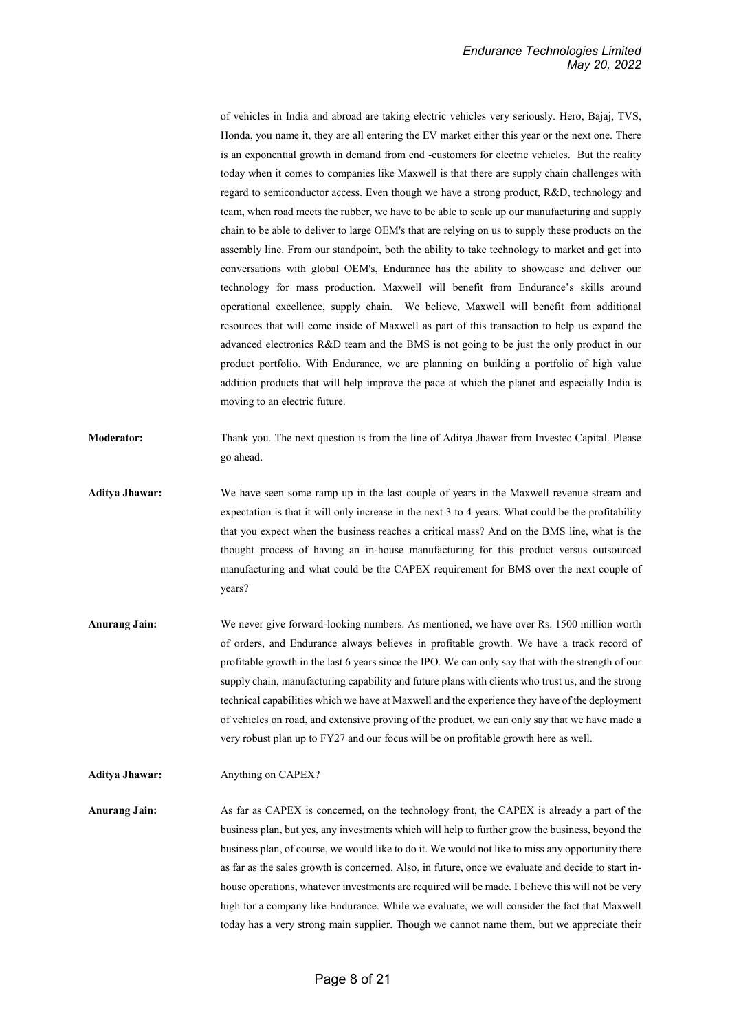of vehicles in India and abroad are taking electric vehicles very seriously. Hero, Bajaj, TVS, Honda, you name it, they are all entering the EV market either this year or the next one. There is an exponential growth in demand from end -customers for electric vehicles. But the reality today when it comes to companies like Maxwell is that there are supply chain challenges with regard to semiconductor access. Even though we have a strong product, R&D, technology and team, when road meets the rubber, we have to be able to scale up our manufacturing and supply chain to be able to deliver to large OEM's that are relying on us to supply these products on the assembly line. From our standpoint, both the ability to take technology to market and get into conversations with global OEM's, Endurance has the ability to showcase and deliver our technology for mass production. Maxwell will benefit from Endurance's skills around operational excellence, supply chain. We believe, Maxwell will benefit from additional resources that will come inside of Maxwell as part of this transaction to help us expand the advanced electronics R&D team and the BMS is not going to be just the only product in our product portfolio. With Endurance, we are planning on building a portfolio of high value addition products that will help improve the pace at which the planet and especially India is moving to an electric future.

**Moderator:** Thank you. The next question is from the line of Aditya Jhawar from Investec Capital. Please go ahead.

**Aditya Jhawar:** We have seen some ramp up in the last couple of years in the Maxwell revenue stream and expectation is that it will only increase in the next 3 to 4 years. What could be the profitability that you expect when the business reaches a critical mass? And on the BMS line, what is the thought process of having an in-house manufacturing for this product versus outsourced manufacturing and what could be the CAPEX requirement for BMS over the next couple of years?

**Anurang Jain:** We never give forward-looking numbers. As mentioned, we have over Rs. 1500 million worth of orders, and Endurance always believes in profitable growth. We have a track record of profitable growth in the last 6 years since the IPO. We can only say that with the strength of our supply chain, manufacturing capability and future plans with clients who trust us, and the strong technical capabilities which we have at Maxwell and the experience they have of the deployment of vehicles on road, and extensive proving of the product, we can only say that we have made a very robust plan up to FY27 and our focus will be on profitable growth here as well.

**Aditya Jhawar:** Anything on CAPEX?

**Anurang Jain:** As far as CAPEX is concerned, on the technology front, the CAPEX is already a part of the business plan, but yes, any investments which will help to further grow the business, beyond the business plan, of course, we would like to do it. We would not like to miss any opportunity there as far as the sales growth is concerned. Also, in future, once we evaluate and decide to start in-house operations, whatever investments are required will be made. I believe this will not be very high for a company like Endurance. While we evaluate, we will consider the fact that Maxwell today has a very strong main supplier. Though we cannot name them, but we appreciate their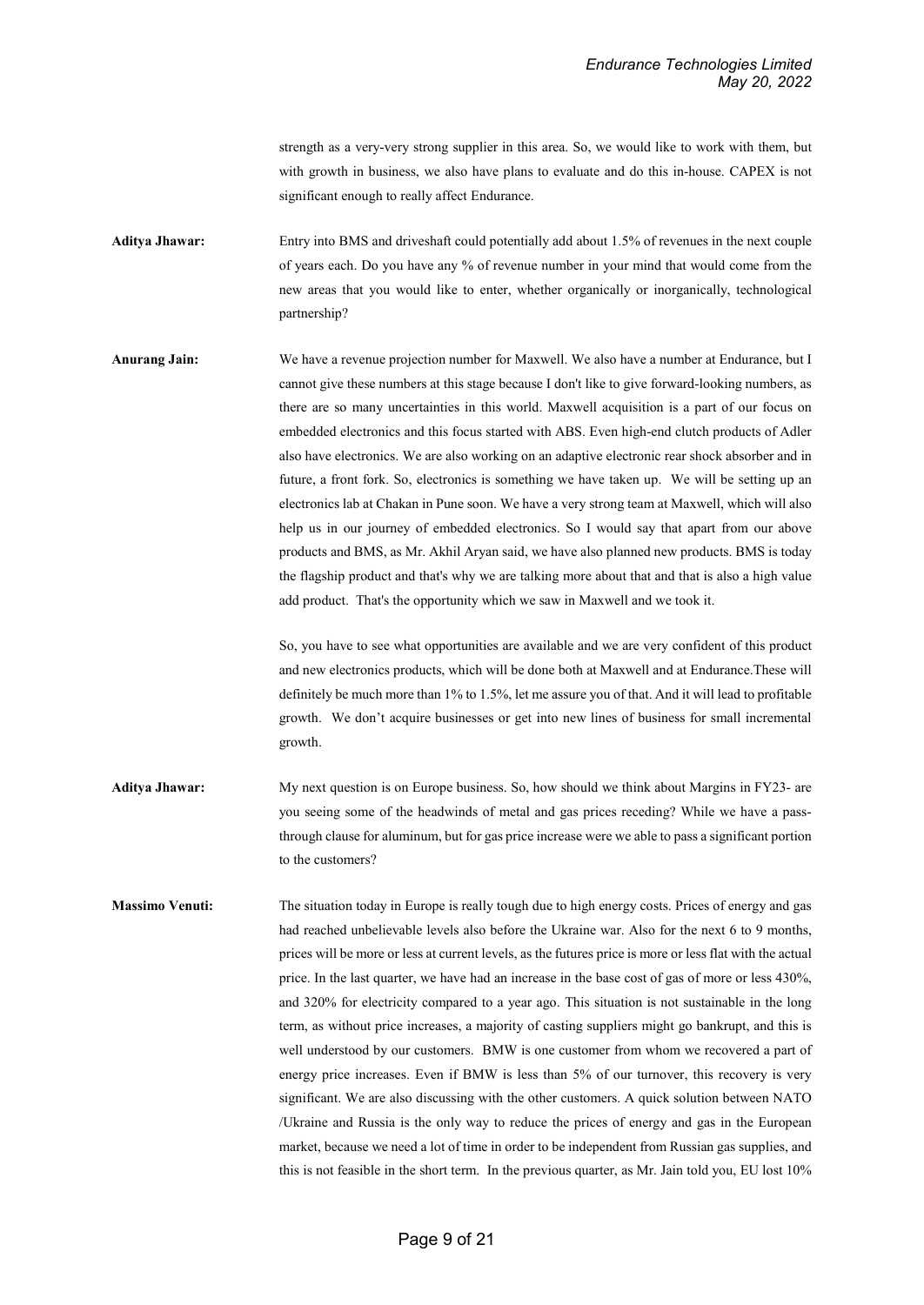strength as a very-very strong supplier in this area. So, we would like to work with them, but with growth in business, we also have plans to evaluate and do this in-house. CAPEX is not significant enough to really affect Endurance.

**Aditya Jhawar:** Entry into BMS and driveshaft could potentially add about 1.5% of revenues in the next couple of years each. Do you have any % of revenue number in your mind that would come from the new areas that you would like to enter, whether organically or inorganically, technological partnership?

**Anurang Jain:** We have a revenue projection number for Maxwell. We also have a number at Endurance, but I cannot give these numbers at this stage because I don't like to give forward-looking numbers, as there are so many uncertainties in this world. Maxwell acquisition is a part of our focus on embedded electronics and this focus started with ABS. Even high-end clutch products of Adler also have electronics. We are also working on an adaptive electronic rear shock absorber and in future, a front fork. So, electronics is something we have taken up. We will be setting up an electronics lab at Chakan in Pune soon. We have a very strong team at Maxwell, which will also help us in our journey of embedded electronics. So I would say that apart from our above products and BMS, as Mr. Akhil Aryan said, we have also planned new products. BMS is today the flagship product and that's why we are talking more about that and that is also a high value add product. That's the opportunity which we saw in Maxwell and we took it.

So, you have to see what opportunities are available and we are very confident of this product and new electronics products, which will be done both at Maxwell and at Endurance.These will definitely be much more than 1% to 1.5%, let me assure you of that. And it will lead to profitable growth. We don't acquire businesses or get into new lines of business for small incremental growth.

**Aditya Jhawar:** My next question is on Europe business. So, how should we think about Margins in FY23- are you seeing some of the headwinds of metal and gas prices receding? While we have a pass-through clause for aluminum, but for gas price increase were we able to pass a significant portion to the customers?

**Massimo Venuti:** The situation today in Europe is really tough due to high energy costs. Prices of energy and gas had reached unbelievable levels also before the Ukraine war. Also for the next 6 to 9 months, prices will be more or less at current levels, as the futures price is more or less flat with the actual price. In the last quarter, we have had an increase in the base cost of gas of more or less 430%, and 320% for electricity compared to a year ago. This situation is not sustainable in the long term, as without price increases, a majority of casting suppliers might go bankrupt, and this is well understood by our customers. BMW is one customer from whom we recovered a part of energy price increases. Even if BMW is less than 5% of our turnover, this recovery is very significant. We are also discussing with the other customers. A quick solution between NATO /Ukraine and Russia is the only way to reduce the prices of energy and gas in the European market, because we need a lot of time in order to be independent from Russian gas supplies, and this is not feasible in the short term. In the previous quarter, as Mr. Jain told you, EU lost 10%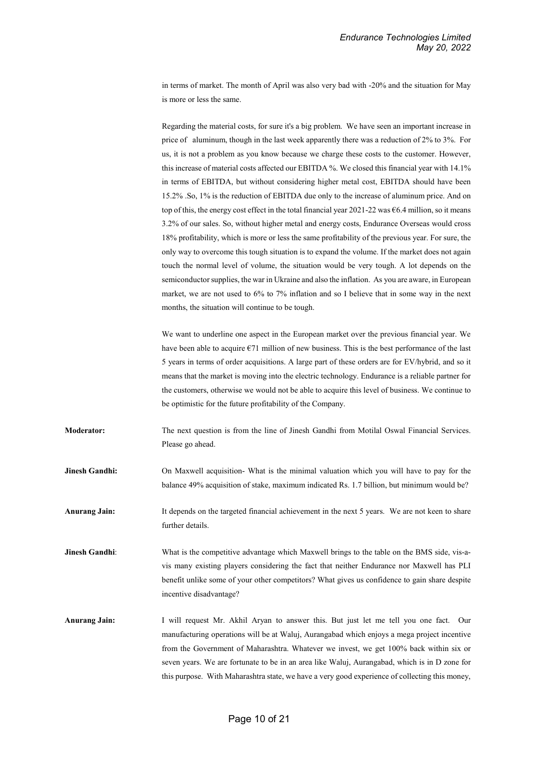in terms of market. The month of April was also very bad with -20% and the situation for May is more or less the same.

Regarding the material costs, for sure it's a big problem. We have seen an important increase in price of aluminum, though in the last week apparently there was a reduction of 2% to 3%. For us, it is not a problem as you know because we charge these costs to the customer. However, this increase of material costs affected our EBITDA %. We closed this financial year with 14.1% in terms of EBITDA, but without considering higher metal cost, EBITDA should have been 15.2% .So, 1% is the reduction of EBITDA due only to the increase of aluminum price. And on top of this, the energy cost effect in the total financial year 2021-22 was €6.4 million, so it means 3.2% of our sales. So, without higher metal and energy costs, Endurance Overseas would cross 18% profitability, which is more or less the same profitability of the previous year. For sure, the only way to overcome this tough situation is to expand the volume. If the market does not again touch the normal level of volume, the situation would be very tough. A lot depends on the semiconductor supplies, the war in Ukraine and also the inflation. As you are aware, in European market, we are not used to 6% to 7% inflation and so I believe that in some way in the next months, the situation will continue to be tough.

We want to underline one aspect in the European market over the previous financial year. We have been able to acquire €71 million of new business. This is the best performance of the last 5 years in terms of order acquisitions. A large part of these orders are for EV/hybrid, and so it means that the market is moving into the electric technology. Endurance is a reliable partner for the customers, otherwise we would not be able to acquire this level of business. We continue to be optimistic for the future profitability of the Company.

**Moderator:** The next question is from the line of Jinesh Gandhi from Motilal Oswal Financial Services. Please go ahead.

**Jinesh Gandhi:** On Maxwell acquisition- What is the minimal valuation which you will have to pay for the balance 49% acquisition of stake, maximum indicated Rs. 1.7 billion, but minimum would be?

**Anurang Jain:** It depends on the targeted financial achievement in the next 5 years. We are not keen to share further details.

**Jinesh Gandhi:** What is the competitive advantage which Maxwell brings to the table on the BMS side, vis-a-vis many existing players considering the fact that neither Endurance nor Maxwell has PLI benefit unlike some of your other competitors? What gives us confidence to gain share despite incentive disadvantage?

**Anurang Jain:** I will request Mr. Akhil Aryan to answer this. But just let me tell you one fact. Our manufacturing operations will be at Waluj, Aurangabad which enjoys a mega project incentive from the Government of Maharashtra. Whatever we invest, we get 100% back within six or seven years. We are fortunate to be in an area like Waluj, Aurangabad, which is in D zone for this purpose. With Maharashtra state, we have a very good experience of collecting this money,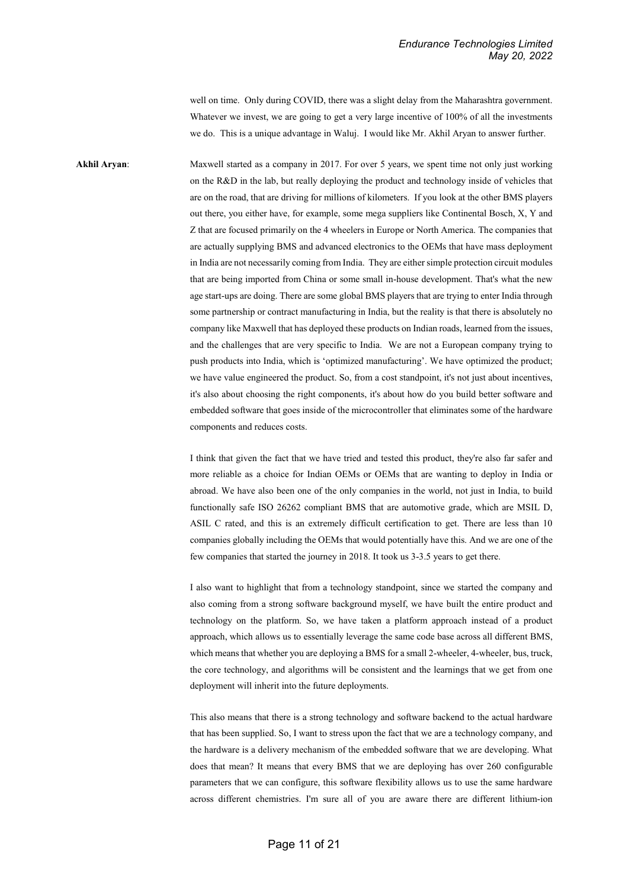well on time. Only during COVID, there was a slight delay from the Maharashtra government. Whatever we invest, we are going to get a very large incentive of 100% of all the investments we do. This is a unique advantage in Waluj. I would like Mr. Akhil Aryan to answer further.

**Akhil Aryan**: Maxwell started as a company in 2017. For over 5 years, we spent time not only just working on the R&D in the lab, but really deploying the product and technology inside of vehicles that are on the road, that are driving for millions of kilometers. If you look at the other BMS players out there, you either have, for example, some mega suppliers like Continental Bosch, X, Y and Z that are focused primarily on the 4 wheelers in Europe or North America. The companies that are actually supplying BMS and advanced electronics to the OEMs that have mass deployment in India are not necessarily coming from India. They are either simple protection circuit modules that are being imported from China or some small in-house development. That's what the new age start-ups are doing. There are some global BMS players that are trying to enter India through some partnership or contract manufacturing in India, but the reality is that there is absolutely no company like Maxwell that has deployed these products on Indian roads, learned from the issues, and the challenges that are very specific to India. We are not a European company trying to push products into India, which is 'optimized manufacturing'. We have optimized the product; we have value engineered the product. So, from a cost standpoint, it's not just about incentives, it's also about choosing the right components, it's about how do you build better software and embedded software that goes inside of the microcontroller that eliminates some of the hardware components and reduces costs.

I think that given the fact that we have tried and tested this product, they're also far safer and more reliable as a choice for Indian OEMs or OEMs that are wanting to deploy in India or abroad. We have also been one of the only companies in the world, not just in India, to build functionally safe ISO 26262 compliant BMS that are automotive grade, which are MSIL D, ASIL C rated, and this is an extremely difficult certification to get. There are less than 10 companies globally including the OEMs that would potentially have this. And we are one of the few companies that started the journey in 2018. It took us 3-3.5 years to get there.

I also want to highlight that from a technology standpoint, since we started the company and also coming from a strong software background myself, we have built the entire product and technology on the platform. So, we have taken a platform approach instead of a product approach, which allows us to essentially leverage the same code base across all different BMS, which means that whether you are deploying a BMS for a small 2-wheeler, 4-wheeler, bus, truck, the core technology, and algorithms will be consistent and the learnings that we get from one deployment will inherit into the future deployments.

This also means that there is a strong technology and software backend to the actual hardware that has been supplied. So, I want to stress upon the fact that we are a technology company, and the hardware is a delivery mechanism of the embedded software that we are developing. What does that mean? It means that every BMS that we are deploying has over 260 configurable parameters that we can configure, this software flexibility allows us to use the same hardware across different chemistries. I'm sure all of you are aware there are different lithium-ion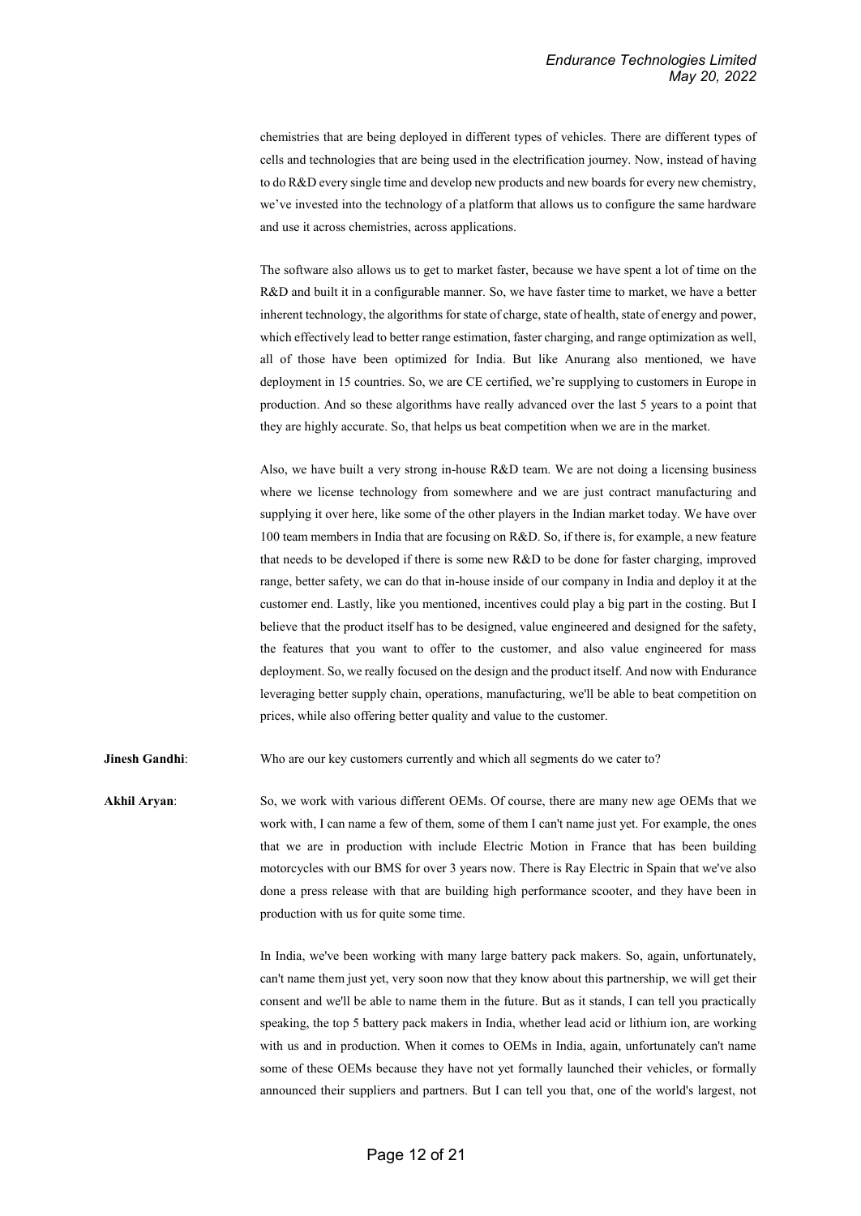chemistries that are being deployed in different types of vehicles. There are different types of cells and technologies that are being used in the electrification journey. Now, instead of having to do R&D every single time and develop new products and new boards for every new chemistry, we've invested into the technology of a platform that allows us to configure the same hardware and use it across chemistries, across applications.

The software also allows us to get to market faster, because we have spent a lot of time on the R&D and built it in a configurable manner. So, we have faster time to market, we have a better inherent technology, the algorithms for state of charge, state of health, state of energy and power, which effectively lead to better range estimation, faster charging, and range optimization as well, all of those have been optimized for India. But like Anurang also mentioned, we have deployment in 15 countries. So, we are CE certified, we're supplying to customers in Europe in production. And so these algorithms have really advanced over the last 5 years to a point that they are highly accurate. So, that helps us beat competition when we are in the market.

Also, we have built a very strong in-house R&D team. We are not doing a licensing business where we license technology from somewhere and we are just contract manufacturing and supplying it over here, like some of the other players in the Indian market today. We have over 100 team members in India that are focusing on R&D. So, if there is, for example, a new feature that needs to be developed if there is some new R&D to be done for faster charging, improved range, better safety, we can do that in-house inside of our company in India and deploy it at the customer end. Lastly, like you mentioned, incentives could play a big part in the costing. But I believe that the product itself has to be designed, value engineered and designed for the safety, the features that you want to offer to the customer, and also value engineered for mass deployment. So, we really focused on the design and the product itself. And now with Endurance leveraging better supply chain, operations, manufacturing, we'll be able to beat competition on prices, while also offering better quality and value to the customer.

**Jinesh Gandhi**: Who are our key customers currently and which all segments do we cater to?

**Akhil Aryan**: So, we work with various different OEMs. Of course, there are many new age OEMs that we work with, I can name a few of them, some of them I can't name just yet. For example, the ones that we are in production with include Electric Motion in France that has been building motorcycles with our BMS for over 3 years now. There is Ray Electric in Spain that we've also done a press release with that are building high performance scooter, and they have been in production with us for quite some time.

In India, we've been working with many large battery pack makers. So, again, unfortunately, can't name them just yet, very soon now that they know about this partnership, we will get their consent and we'll be able to name them in the future. But as it stands, I can tell you practically speaking, the top 5 battery pack makers in India, whether lead acid or lithium ion, are working with us and in production. When it comes to OEMs in India, again, unfortunately can't name some of these OEMs because they have not yet formally launched their vehicles, or formally announced their suppliers and partners. But I can tell you that, one of the world's largest, not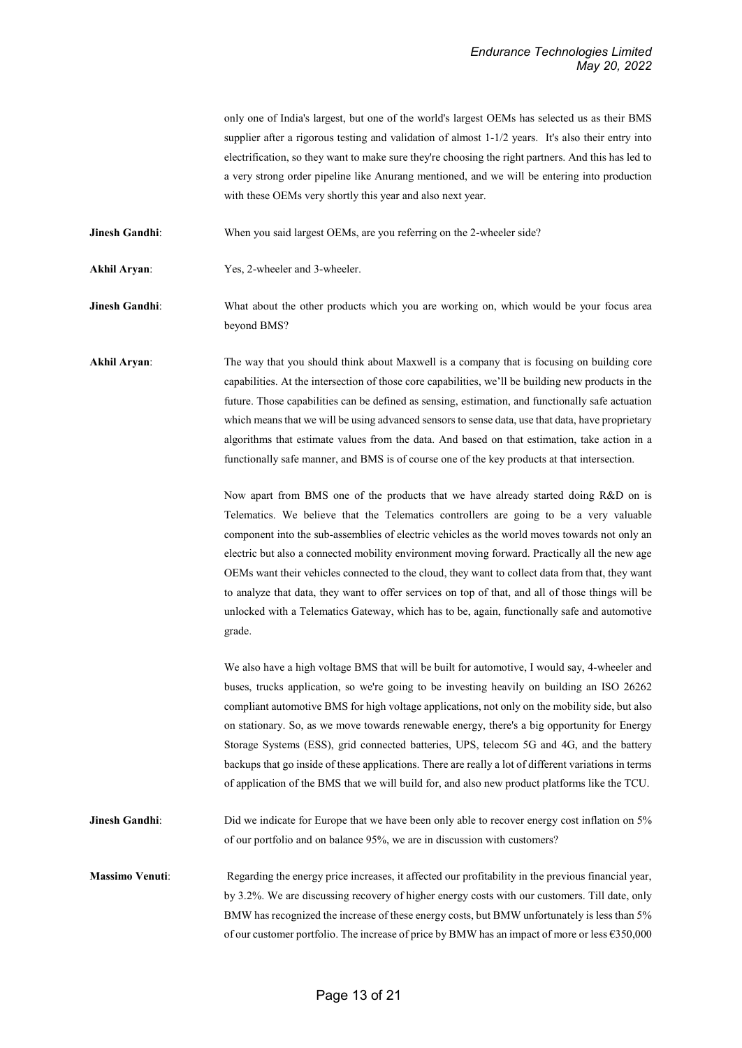only one of India's largest, but one of the world's largest OEMs has selected us as their BMS supplier after a rigorous testing and validation of almost 1-1/2 years. It's also their entry into electrification, so they want to make sure they're choosing the right partners. And this has led to a very strong order pipeline like Anurang mentioned, and we will be entering into production with these OEMs very shortly this year and also next year.

**Jinesh Gandhi**: When you said largest OEMs, are you referring on the 2-wheeler side?

**Akhil Aryan**: Yes, 2-wheeler and 3-wheeler.

**Jinesh Gandhi**: What about the other products which you are working on, which would be your focus area beyond BMS?

**Akhil Aryan**: The way that you should think about Maxwell is a company that is focusing on building core capabilities. At the intersection of those core capabilities, we'll be building new products in the future. Those capabilities can be defined as sensing, estimation, and functionally safe actuation which means that we will be using advanced sensors to sense data, use that data, have proprietary algorithms that estimate values from the data. And based on that estimation, take action in a functionally safe manner, and BMS is of course one of the key products at that intersection.

Now apart from BMS one of the products that we have already started doing R&D on is Telematics. We believe that the Telematics controllers are going to be a very valuable component into the sub-assemblies of electric vehicles as the world moves towards not only an electric but also a connected mobility environment moving forward. Practically all the new age OEMs want their vehicles connected to the cloud, they want to collect data from that, they want to analyze that data, they want to offer services on top of that, and all of those things will be unlocked with a Telematics Gateway, which has to be, again, functionally safe and automotive grade.

We also have a high voltage BMS that will be built for automotive, I would say, 4-wheeler and buses, trucks application, so we're going to be investing heavily on building an ISO 26262 compliant automotive BMS for high voltage applications, not only on the mobility side, but also on stationary. So, as we move towards renewable energy, there's a big opportunity for Energy Storage Systems (ESS), grid connected batteries, UPS, telecom 5G and 4G, and the battery backups that go inside of these applications. There are really a lot of different variations in terms of application of the BMS that we will build for, and also new product platforms like the TCU.

**Jinesh Gandhi**: Did we indicate for Europe that we have been only able to recover energy cost inflation on 5% of our portfolio and on balance 95%, we are in discussion with customers?

**Massimo Venuti**: Regarding the energy price increases, it affected our profitability in the previous financial year, by 3.2%. We are discussing recovery of higher energy costs with our customers. Till date, only BMW has recognized the increase of these energy costs, but BMW unfortunately is less than 5% of our customer portfolio. The increase of price by BMW has an impact of more or less €350,000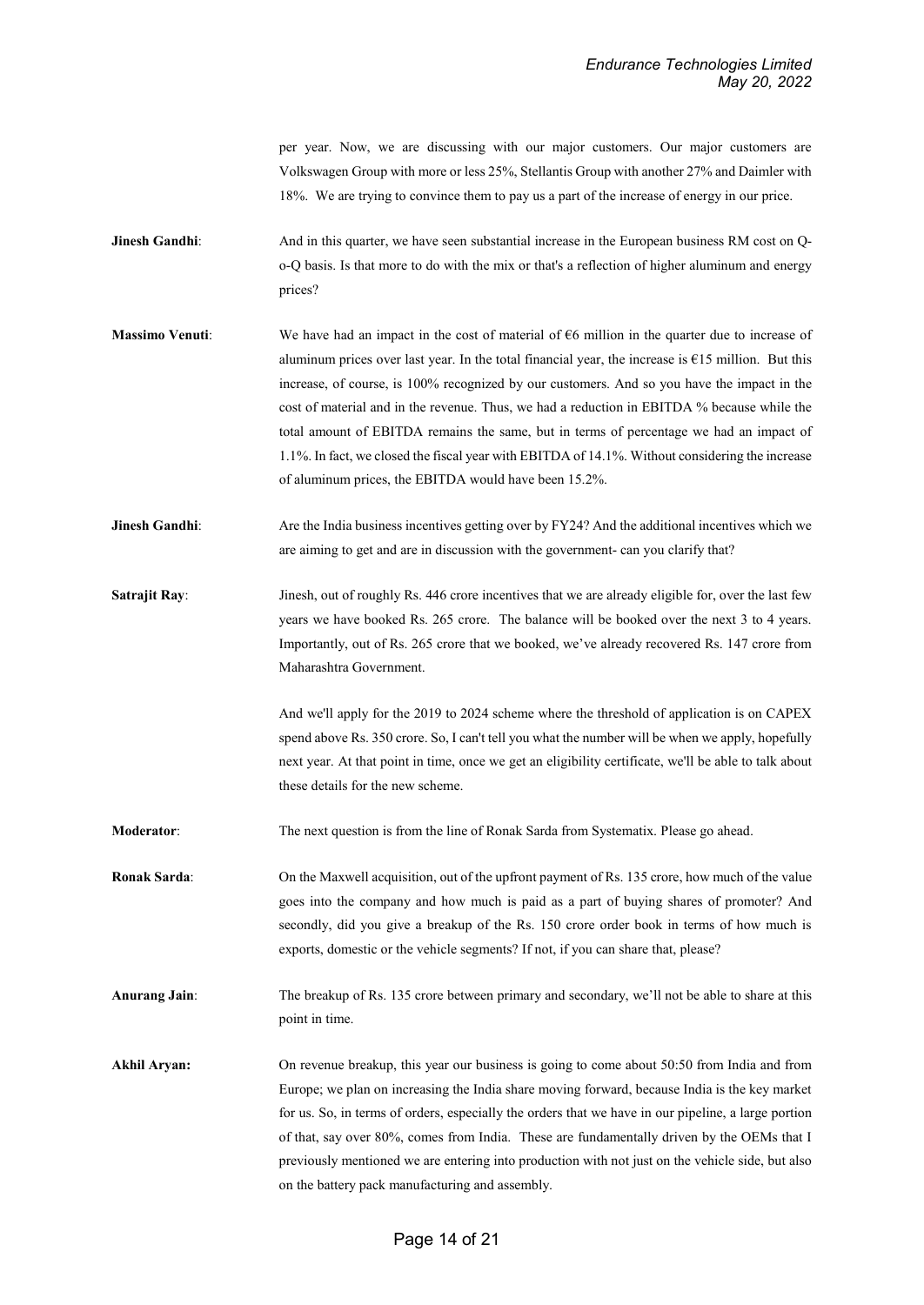per year. Now, we are discussing with our major customers. Our major customers are Volkswagen Group with more or less 25%, Stellantis Group with another 27% and Daimler with 18%. We are trying to convince them to pay us a part of the increase of energy in our price.

**Jinesh Gandhi**: And in this quarter, we have seen substantial increase in the European business RM cost on Q-o-Q basis. Is that more to do with the mix or that's a reflection of higher aluminum and energy prices?

**Massimo Venuti**: We have had an impact in the cost of material of €6 million in the quarter due to increase of aluminum prices over last year. In the total financial year, the increase is €15 million. But this increase, of course, is 100% recognized by our customers. And so you have the impact in the cost of material and in the revenue. Thus, we had a reduction in EBITDA % because while the total amount of EBITDA remains the same, but in terms of percentage we had an impact of 1.1%. In fact, we closed the fiscal year with EBITDA of 14.1%. Without considering the increase of aluminum prices, the EBITDA would have been 15.2%.

**Jinesh Gandhi**: Are the India business incentives getting over by FY24? And the additional incentives which we are aiming to get and are in discussion with the government- can you clarify that?

**Satrajit Ray**: Jinesh, out of roughly Rs. 446 crore incentives that we are already eligible for, over the last few years we have booked Rs. 265 crore. The balance will be booked over the next 3 to 4 years. Importantly, out of Rs. 265 crore that we booked, we've already recovered Rs. 147 crore from Maharashtra Government.

And we'll apply for the 2019 to 2024 scheme where the threshold of application is on CAPEX spend above Rs. 350 crore. So, I can't tell you what the number will be when we apply, hopefully next year. At that point in time, once we get an eligibility certificate, we'll be able to talk about these details for the new scheme.

**Moderator**: The next question is from the line of Ronak Sarda from Systematix. Please go ahead.

**Ronak Sarda**: On the Maxwell acquisition, out of the upfront payment of Rs. 135 crore, how much of the value goes into the company and how much is paid as a part of buying shares of promoter? And secondly, did you give a breakup of the Rs. 150 crore order book in terms of how much is exports, domestic or the vehicle segments? If not, if you can share that, please?

**Anurang Jain**: The breakup of Rs. 135 crore between primary and secondary, we'll not be able to share at this point in time.

**Akhil Aryan:** On revenue breakup, this year our business is going to come about 50:50 from India and from Europe; we plan on increasing the India share moving forward, because India is the key market for us. So, in terms of orders, especially the orders that we have in our pipeline, a large portion of that, say over 80%, comes from India. These are fundamentally driven by the OEMs that I previously mentioned we are entering into production with not just on the vehicle side, but also on the battery pack manufacturing and assembly.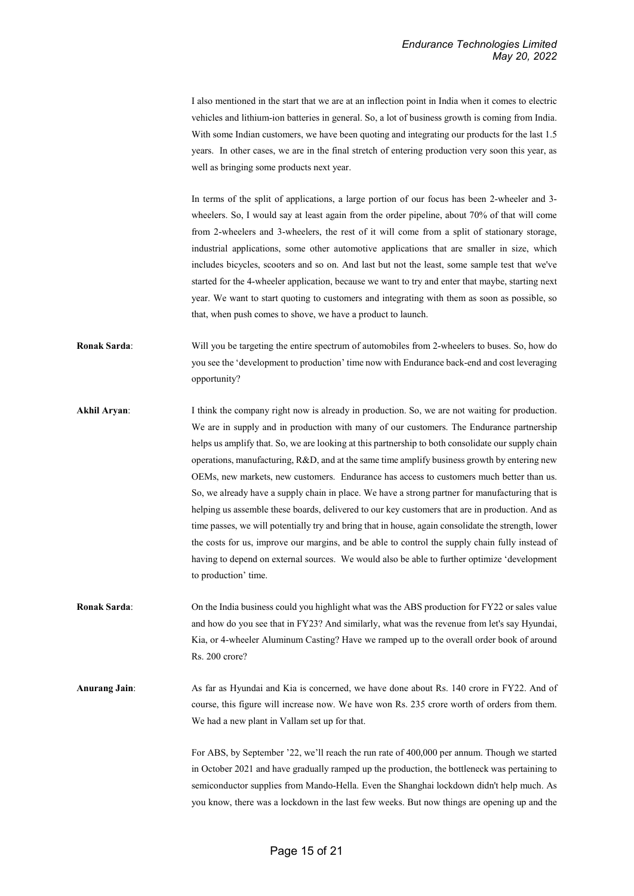I also mentioned in the start that we are at an inflection point in India when it comes to electric vehicles and lithium-ion batteries in general. So, a lot of business growth is coming from India. With some Indian customers, we have been quoting and integrating our products for the last 1.5 years. In other cases, we are in the final stretch of entering production very soon this year, as well as bringing some products next year.

In terms of the split of applications, a large portion of our focus has been 2-wheeler and 3-wheelers. So, I would say at least again from the order pipeline, about 70% of that will come from 2-wheelers and 3-wheelers, the rest of it will come from a split of stationary storage, industrial applications, some other automotive applications that are smaller in size, which includes bicycles, scooters and so on. And last but not the least, some sample test that we've started for the 4-wheeler application, because we want to try and enter that maybe, starting next year. We want to start quoting to customers and integrating with them as soon as possible, so that, when push comes to shove, we have a product to launch.

**Ronak Sarda**: Will you be targeting the entire spectrum of automobiles from 2-wheelers to buses. So, how do you see the 'development to production' time now with Endurance back-end and cost leveraging opportunity?

**Akhil Aryan**: I think the company right now is already in production. So, we are not waiting for production. We are in supply and in production with many of our customers. The Endurance partnership helps us amplify that. So, we are looking at this partnership to both consolidate our supply chain operations, manufacturing, R&D, and at the same time amplify business growth by entering new OEMs, new markets, new customers. Endurance has access to customers much better than us. So, we already have a supply chain in place. We have a strong partner for manufacturing that is helping us assemble these boards, delivered to our key customers that are in production. And as time passes, we will potentially try and bring that in house, again consolidate the strength, lower the costs for us, improve our margins, and be able to control the supply chain fully instead of having to depend on external sources. We would also be able to further optimize 'development to production' time.

**Ronak Sarda**: On the India business could you highlight what was the ABS production for FY22 or sales value and how do you see that in FY23? And similarly, what was the revenue from let's say Hyundai, Kia, or 4-wheeler Aluminum Casting? Have we ramped up to the overall order book of around Rs. 200 crore?

**Anurang Jain**: As far as Hyundai and Kia is concerned, we have done about Rs. 140 crore in FY22. And of course, this figure will increase now. We have won Rs. 235 crore worth of orders from them. We had a new plant in Vallam set up for that.

For ABS, by September '22, we'll reach the run rate of 400,000 per annum. Though we started in October 2021 and have gradually ramped up the production, the bottleneck was pertaining to semiconductor supplies from Mando-Hella. Even the Shanghai lockdown didn't help much. As you know, there was a lockdown in the last few weeks. But now things are opening up and the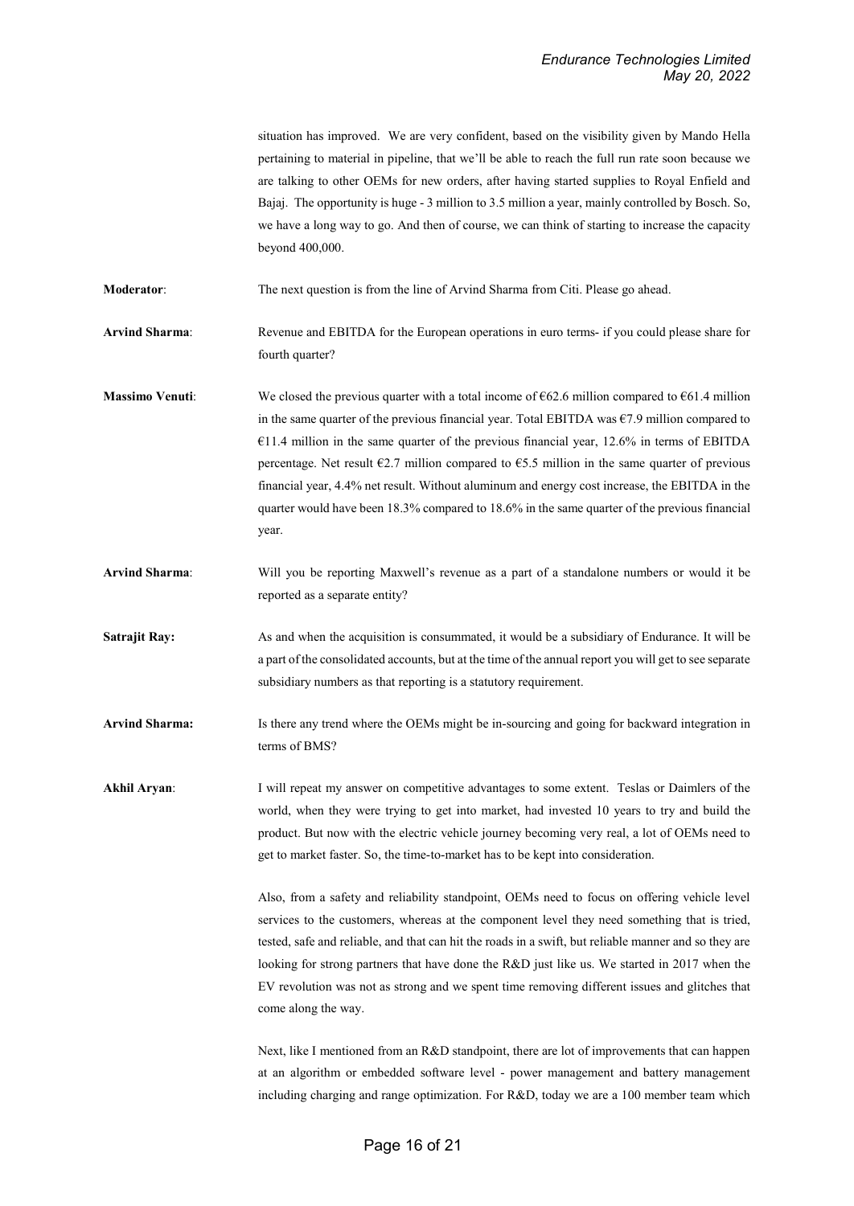situation has improved. We are very confident, based on the visibility given by Mando Hella pertaining to material in pipeline, that we'll be able to reach the full run rate soon because we are talking to other OEMs for new orders, after having started supplies to Royal Enfield and Bajaj. The opportunity is huge - 3 million to 3.5 million a year, mainly controlled by Bosch. So, we have a long way to go. And then of course, we can think of starting to increase the capacity beyond 400,000.

**Moderator**: The next question is from the line of Arvind Sharma from Citi. Please go ahead.

**Arvind Sharma**: Revenue and EBITDA for the European operations in euro terms- if you could please share for fourth quarter?

**Massimo Venuti**: We closed the previous quarter with a total income of €62.6 million compared to €61.4 million in the same quarter of the previous financial year. Total EBITDA was €7.9 million compared to €11.4 million in the same quarter of the previous financial year, 12.6% in terms of EBITDA percentage. Net result €2.7 million compared to €5.5 million in the same quarter of previous financial year, 4.4% net result. Without aluminum and energy cost increase, the EBITDA in the quarter would have been 18.3% compared to 18.6% in the same quarter of the previous financial year.

**Arvind Sharma**: Will you be reporting Maxwell's revenue as a part of a standalone numbers or would it be reported as a separate entity?

**Satrajit Ray:** As and when the acquisition is consummated, it would be a subsidiary of Endurance. It will be a part of the consolidated accounts, but at the time of the annual report you will get to see separate subsidiary numbers as that reporting is a statutory requirement.

**Arvind Sharma:** Is there any trend where the OEMs might be in-sourcing and going for backward integration in terms of BMS?

**Akhil Aryan**: I will repeat my answer on competitive advantages to some extent. Teslas or Daimlers of the world, when they were trying to get into market, had invested 10 years to try and build the product. But now with the electric vehicle journey becoming very real, a lot of OEMs need to get to market faster. So, the time-to-market has to be kept into consideration.

Also, from a safety and reliability standpoint, OEMs need to focus on offering vehicle level services to the customers, whereas at the component level they need something that is tried, tested, safe and reliable, and that can hit the roads in a swift, but reliable manner and so they are looking for strong partners that have done the R&D just like us. We started in 2017 when the EV revolution was not as strong and we spent time removing different issues and glitches that come along the way.

Next, like I mentioned from an R&D standpoint, there are lot of improvements that can happen at an algorithm or embedded software level - power management and battery management including charging and range optimization. For R&D, today we are a 100 member team which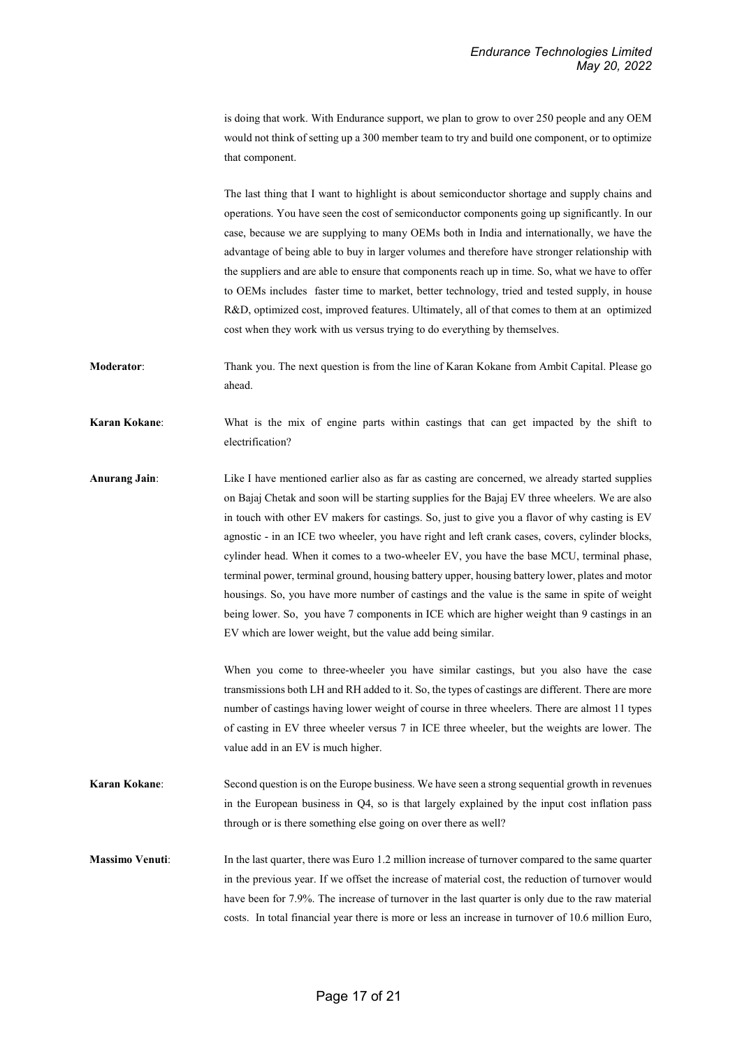is doing that work. With Endurance support, we plan to grow to over 250 people and any OEM would not think of setting up a 300 member team to try and build one component, or to optimize that component.

The last thing that I want to highlight is about semiconductor shortage and supply chains and operations. You have seen the cost of semiconductor components going up significantly. In our case, because we are supplying to many OEMs both in India and internationally, we have the advantage of being able to buy in larger volumes and therefore have stronger relationship with the suppliers and are able to ensure that components reach up in time. So, what we have to offer to OEMs includes faster time to market, better technology, tried and tested supply, in house R&D, optimized cost, improved features. Ultimately, all of that comes to them at an optimized cost when they work with us versus trying to do everything by themselves.

**Moderator**: Thank you. The next question is from the line of Karan Kokane from Ambit Capital. Please go ahead.

**Karan Kokane**: What is the mix of engine parts within castings that can get impacted by the shift to electrification?

**Anurang Jain**: Like I have mentioned earlier also as far as casting are concerned, we already started supplies on Bajaj Chetak and soon will be starting supplies for the Bajaj EV three wheelers. We are also in touch with other EV makers for castings. So, just to give you a flavor of why casting is EV agnostic - in an ICE two wheeler, you have right and left crank cases, covers, cylinder blocks, cylinder head. When it comes to a two-wheeler EV, you have the base MCU, terminal phase, terminal power, terminal ground, housing battery upper, housing battery lower, plates and motor housings. So, you have more number of castings and the value is the same in spite of weight being lower. So, you have 7 components in ICE which are higher weight than 9 castings in an EV which are lower weight, but the value add being similar.

When you come to three-wheeler you have similar castings, but you also have the case transmissions both LH and RH added to it. So, the types of castings are different. There are more number of castings having lower weight of course in three wheelers. There are almost 11 types of casting in EV three wheeler versus 7 in ICE three wheeler, but the weights are lower. The value add in an EV is much higher.

**Karan Kokane**: Second question is on the Europe business. We have seen a strong sequential growth in revenues in the European business in Q4, so is that largely explained by the input cost inflation pass through or is there something else going on over there as well?

**Massimo Venuti**: In the last quarter, there was Euro 1.2 million increase of turnover compared to the same quarter in the previous year. If we offset the increase of material cost, the reduction of turnover would have been for 7.9%. The increase of turnover in the last quarter is only due to the raw material costs. In total financial year there is more or less an increase in turnover of 10.6 million Euro,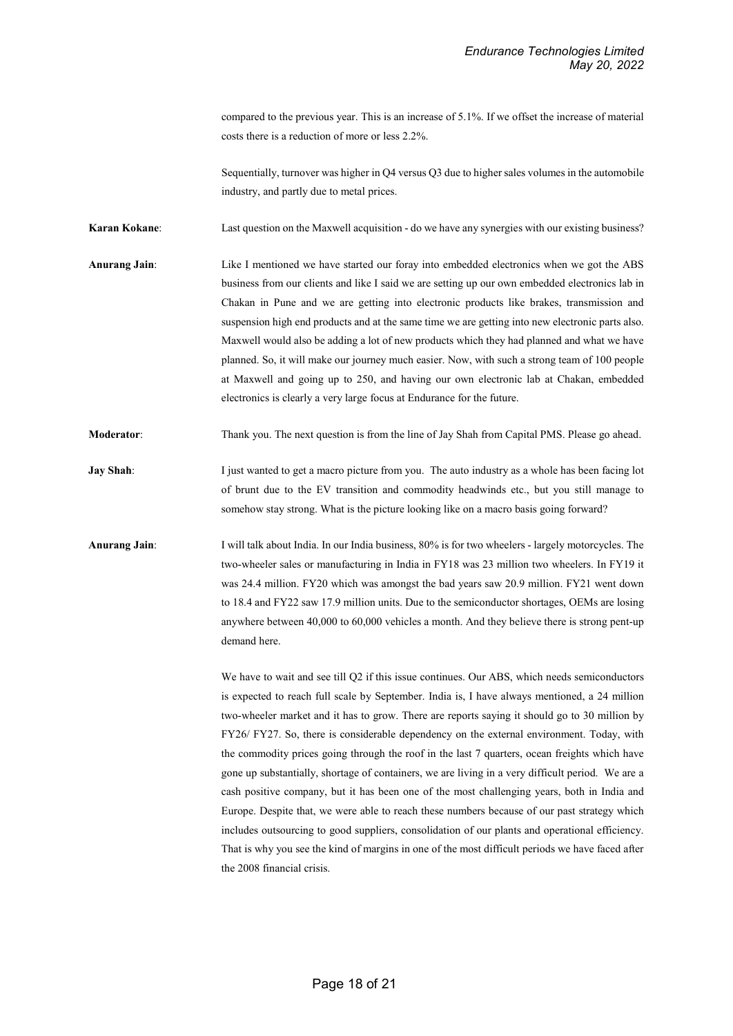compared to the previous year. This is an increase of 5.1%. If we offset the increase of material costs there is a reduction of more or less 2.2%.

Sequentially, turnover was higher in Q4 versus Q3 due to higher sales volumes in the automobile industry, and partly due to metal prices.

**Karan Kokane**: Last question on the Maxwell acquisition - do we have any synergies with our existing business?

**Anurang Jain**: Like I mentioned we have started our foray into embedded electronics when we got the ABS business from our clients and like I said we are setting up our own embedded electronics lab in Chakan in Pune and we are getting into electronic products like brakes, transmission and suspension high end products and at the same time we are getting into new electronic parts also. Maxwell would also be adding a lot of new products which they had planned and what we have planned. So, it will make our journey much easier. Now, with such a strong team of 100 people at Maxwell and going up to 250, and having our own electronic lab at Chakan, embedded electronics is clearly a very large focus at Endurance for the future.

**Moderator**: Thank you. The next question is from the line of Jay Shah from Capital PMS. Please go ahead.

**Jay Shah**: I just wanted to get a macro picture from you. The auto industry as a whole has been facing lot of brunt due to the EV transition and commodity headwinds etc., but you still manage to somehow stay strong. What is the picture looking like on a macro basis going forward?

**Anurang Jain**: I will talk about India. In our India business, 80% is for two wheelers - largely motorcycles. The two-wheeler sales or manufacturing in India in FY18 was 23 million two wheelers. In FY19 it was 24.4 million. FY20 which was amongst the bad years saw 20.9 million. FY21 went down to 18.4 and FY22 saw 17.9 million units. Due to the semiconductor shortages, OEMs are losing anywhere between 40,000 to 60,000 vehicles a month. And they believe there is strong pent-up demand here.

We have to wait and see till Q2 if this issue continues. Our ABS, which needs semiconductors is expected to reach full scale by September. India is, I have always mentioned, a 24 million two-wheeler market and it has to grow. There are reports saying it should go to 30 million by FY26/ FY27. So, there is considerable dependency on the external environment. Today, with the commodity prices going through the roof in the last 7 quarters, ocean freights which have gone up substantially, shortage of containers, we are living in a very difficult period. We are a cash positive company, but it has been one of the most challenging years, both in India and Europe. Despite that, we were able to reach these numbers because of our past strategy which includes outsourcing to good suppliers, consolidation of our plants and operational efficiency. That is why you see the kind of margins in one of the most difficult periods we have faced after the 2008 financial crisis.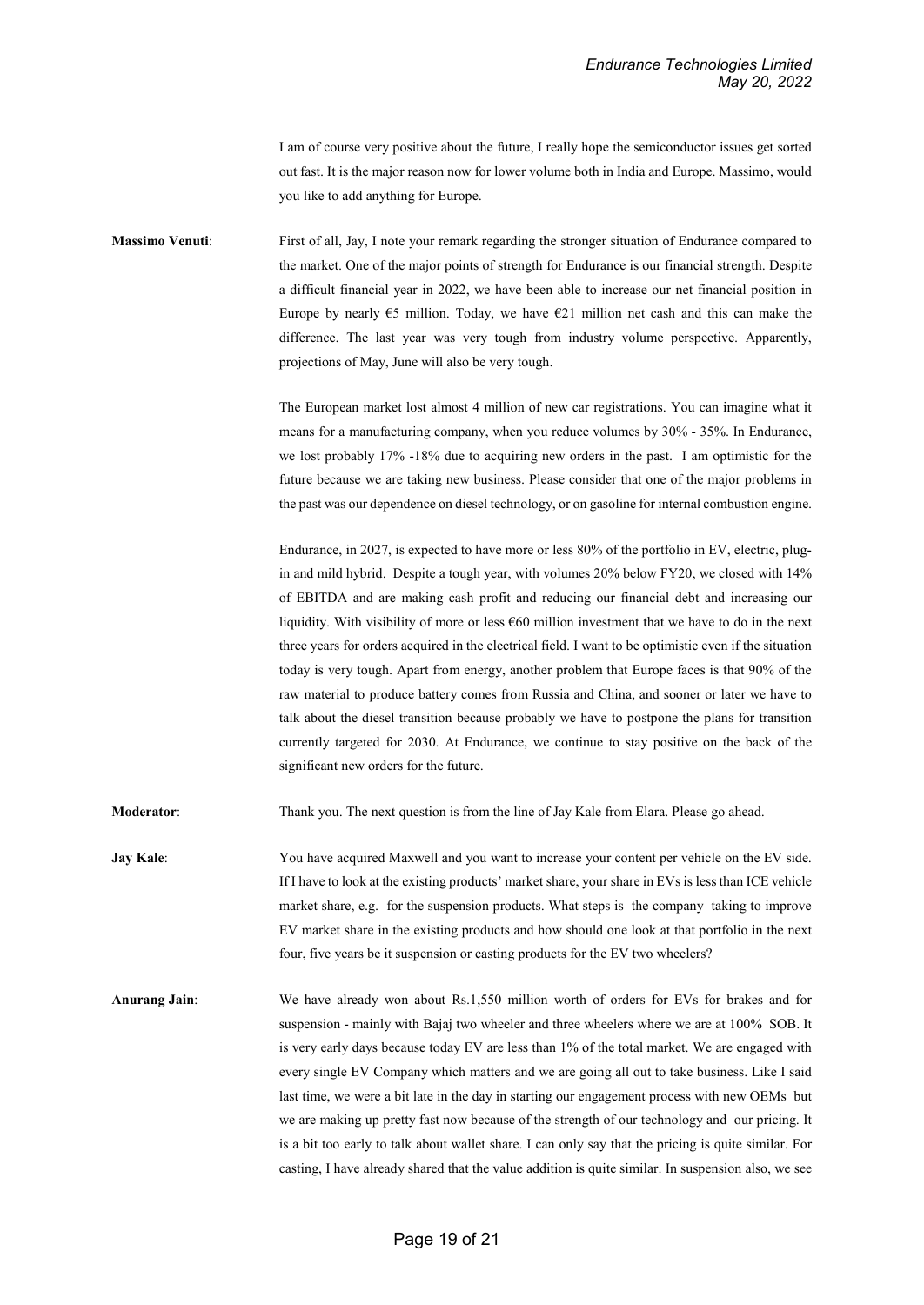I am of course very positive about the future, I really hope the semiconductor issues get sorted out fast. It is the major reason now for lower volume both in India and Europe. Massimo, would you like to add anything for Europe.

**Massimo Venuti**: First of all, Jay, I note your remark regarding the stronger situation of Endurance compared to the market. One of the major points of strength for Endurance is our financial strength. Despite a difficult financial year in 2022, we have been able to increase our net financial position in Europe by nearly €5 million. Today, we have €21 million net cash and this can make the difference. The last year was very tough from industry volume perspective. Apparently, projections of May, June will also be very tough.

The European market lost almost 4 million of new car registrations. You can imagine what it means for a manufacturing company, when you reduce volumes by 30% - 35%. In Endurance, we lost probably 17% -18% due to acquiring new orders in the past. I am optimistic for the future because we are taking new business. Please consider that one of the major problems in the past was our dependence on diesel technology, or on gasoline for internal combustion engine.

Endurance, in 2027, is expected to have more or less 80% of the portfolio in EV, electric, plug-in and mild hybrid. Despite a tough year, with volumes 20% below FY20, we closed with 14% of EBITDA and are making cash profit and reducing our financial debt and increasing our liquidity. With visibility of more or less €60 million investment that we have to do in the next three years for orders acquired in the electrical field. I want to be optimistic even if the situation today is very tough. Apart from energy, another problem that Europe faces is that 90% of the raw material to produce battery comes from Russia and China, and sooner or later we have to talk about the diesel transition because probably we have to postpone the plans for transition currently targeted for 2030. At Endurance, we continue to stay positive on the back of the significant new orders for the future.

**Moderator**: Thank you. The next question is from the line of Jay Kale from Elara. Please go ahead.

**Jay Kale**: You have acquired Maxwell and you want to increase your content per vehicle on the EV side. If I have to look at the existing products' market share, your share in EVs is less than ICE vehicle market share, e.g. for the suspension products. What steps is the company taking to improve EV market share in the existing products and how should one look at that portfolio in the next four, five years be it suspension or casting products for the EV two wheelers?

**Anurang Jain**: We have already won about Rs.1,550 million worth of orders for EVs for brakes and for suspension - mainly with Bajaj two wheeler and three wheelers where we are at 100% SOB. It is very early days because today EV are less than 1% of the total market. We are engaged with every single EV Company which matters and we are going all out to take business. Like I said last time, we were a bit late in the day in starting our engagement process with new OEMs but we are making up pretty fast now because of the strength of our technology and our pricing. It is a bit too early to talk about wallet share. I can only say that the pricing is quite similar. For casting, I have already shared that the value addition is quite similar. In suspension also, we see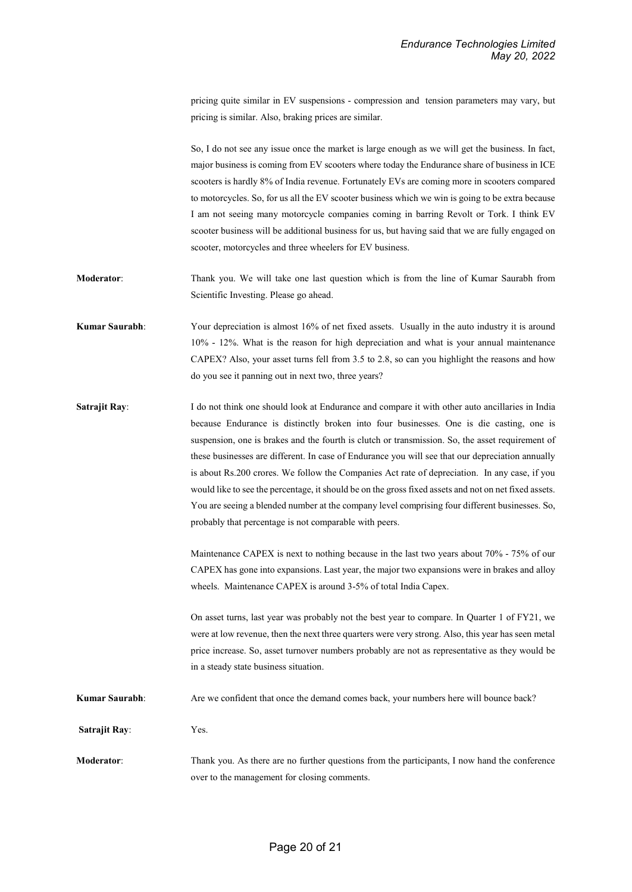pricing quite similar in EV suspensions - compression and tension parameters may vary, but pricing is similar. Also, braking prices are similar.

So, I do not see any issue once the market is large enough as we will get the business. In fact, major business is coming from EV scooters where today the Endurance share of business in ICE scooters is hardly 8% of India revenue. Fortunately EVs are coming more in scooters compared to motorcycles. So, for us all the EV scooter business which we win is going to be extra because I am not seeing many motorcycle companies coming in barring Revolt or Tork. I think EV scooter business will be additional business for us, but having said that we are fully engaged on scooter, motorcycles and three wheelers for EV business.

**Moderator**: Thank you. We will take one last question which is from the line of Kumar Saurabh from Scientific Investing. Please go ahead.

**Kumar Saurabh**: Your depreciation is almost 16% of net fixed assets. Usually in the auto industry it is around 10% - 12%. What is the reason for high depreciation and what is your annual maintenance CAPEX? Also, your asset turns fell from 3.5 to 2.8, so can you highlight the reasons and how do you see it panning out in next two, three years?

**Satrajit Ray**: I do not think one should look at Endurance and compare it with other auto ancillaries in India because Endurance is distinctly broken into four businesses. One is die casting, one is suspension, one is brakes and the fourth is clutch or transmission. So, the asset requirement of these businesses are different. In case of Endurance you will see that our depreciation annually is about Rs.200 crores. We follow the Companies Act rate of depreciation. In any case, if you would like to see the percentage, it should be on the gross fixed assets and not on net fixed assets. You are seeing a blended number at the company level comprising four different businesses. So, probably that percentage is not comparable with peers.

Maintenance CAPEX is next to nothing because in the last two years about 70% - 75% of our CAPEX has gone into expansions. Last year, the major two expansions were in brakes and alloy wheels. Maintenance CAPEX is around 3-5% of total India Capex.

On asset turns, last year was probably not the best year to compare. In Quarter 1 of FY21, we were at low revenue, then the next three quarters were very strong. Also, this year has seen metal price increase. So, asset turnover numbers probably are not as representative as they would be in a steady state business situation.

**Kumar Saurabh**: Are we confident that once the demand comes back, your numbers here will bounce back?

**Satrajit Ray**: Yes.

**Moderator**: Thank you. As there are no further questions from the participants, I now hand the conference over to the management for closing comments.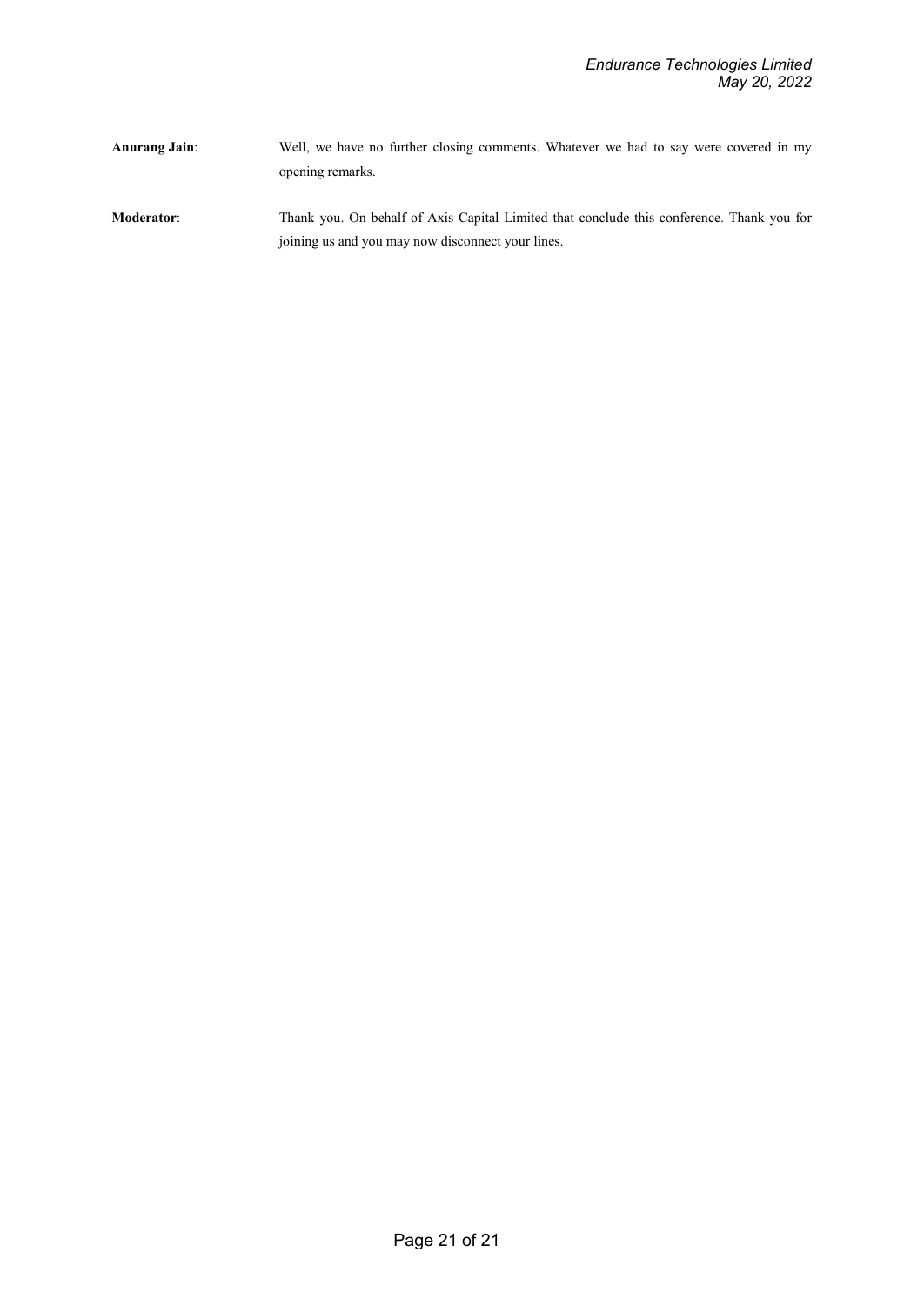**Anurang Jain**: Well, we have no further closing comments. Whatever we had to say were covered in my opening remarks.

**Moderator**: Thank you. On behalf of Axis Capital Limited that conclude this conference. Thank you for joining us and you may now disconnect your lines.